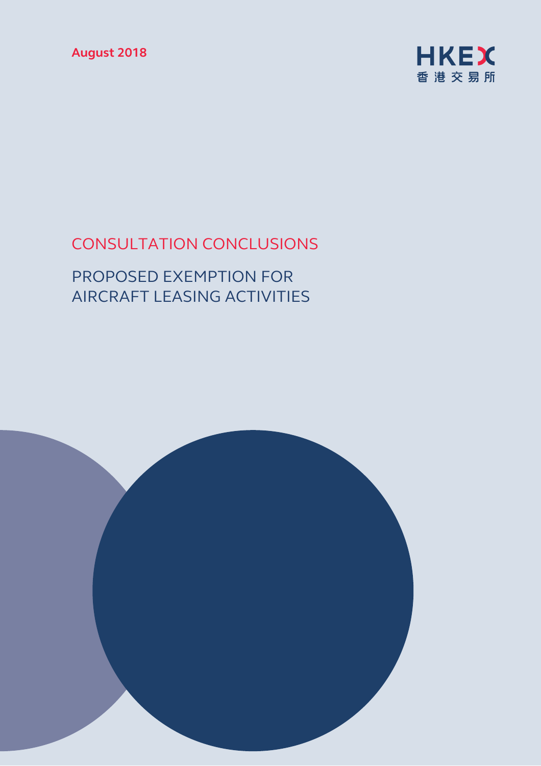August 2018

HKEX
香港交易所

# CONSULTATION CONCLUSIONS

## PROPOSED EXEMPTION FOR AIRCRAFT LEASING ACTIVITIES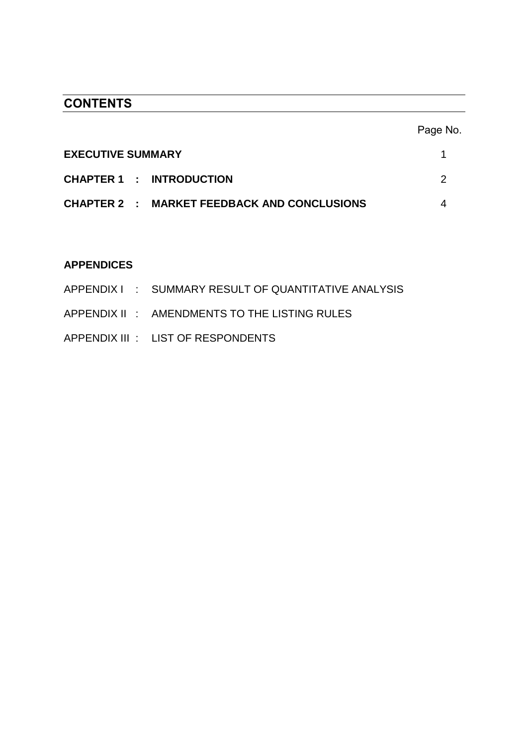## CONTENTS

| | Page No. |
|---|---|
| **EXECUTIVE SUMMARY** | 1 |
| **CHAPTER 1 : INTRODUCTION** | 2 |
| **CHAPTER 2 : MARKET FEEDBACK AND CONCLUSIONS** | 4 |

**APPENDICES**

APPENDIX I : SUMMARY RESULT OF QUANTITATIVE ANALYSIS

APPENDIX II : AMENDMENTS TO THE LISTING RULES

APPENDIX III : LIST OF RESPONDENTS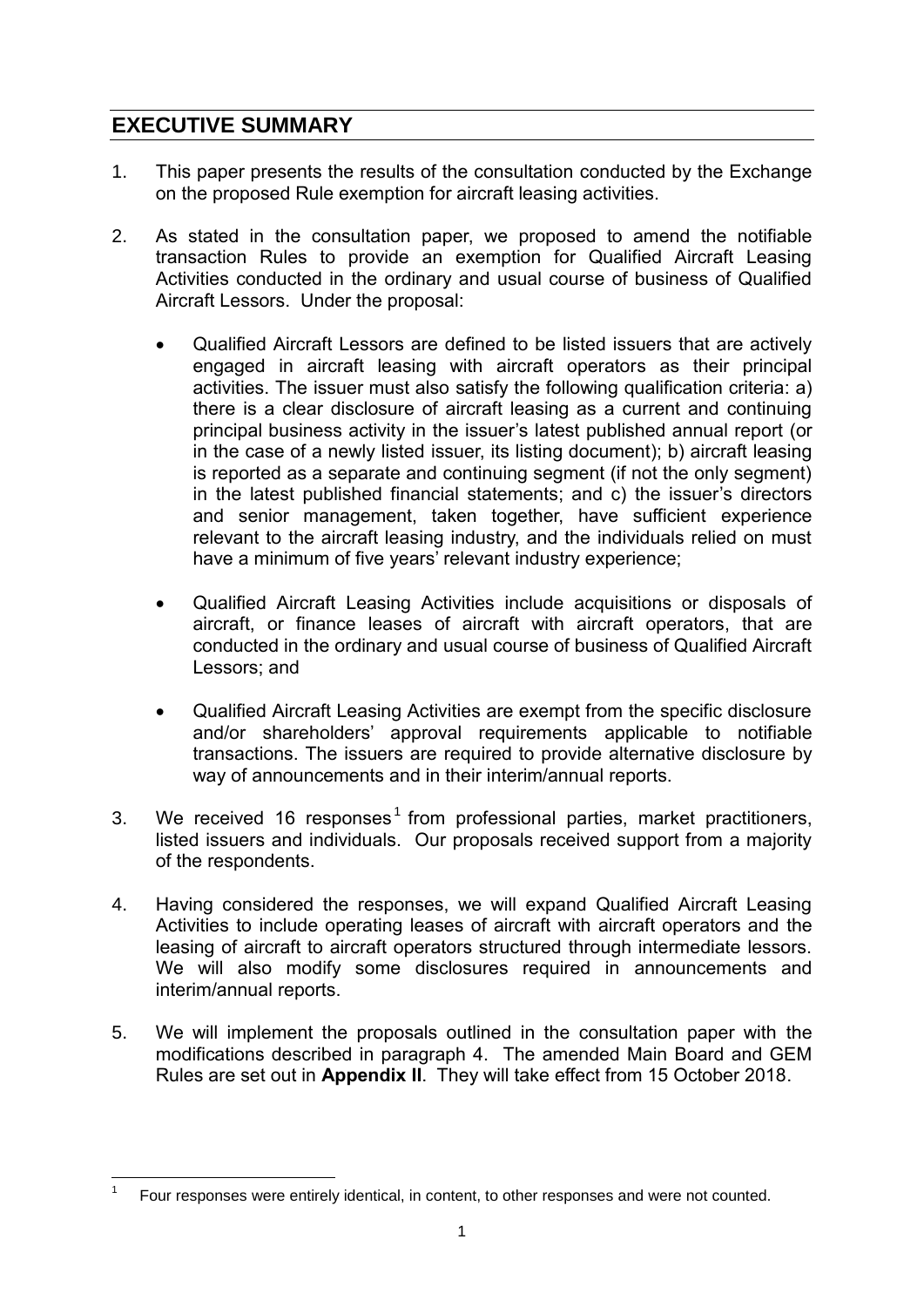## EXECUTIVE SUMMARY

1. This paper presents the results of the consultation conducted by the Exchange on the proposed Rule exemption for aircraft leasing activities.

2. As stated in the consultation paper, we proposed to amend the notifiable transaction Rules to provide an exemption for Qualified Aircraft Leasing Activities conducted in the ordinary and usual course of business of Qualified Aircraft Lessors. Under the proposal:

   - Qualified Aircraft Lessors are defined to be listed issuers that are actively engaged in aircraft leasing with aircraft operators as their principal activities. The issuer must also satisfy the following qualification criteria: a) there is a clear disclosure of aircraft leasing as a current and continuing principal business activity in the issuer's latest published annual report (or in the case of a newly listed issuer, its listing document); b) aircraft leasing is reported as a separate and continuing segment (if not the only segment) in the latest published financial statements; and c) the issuer's directors and senior management, taken together, have sufficient experience relevant to the aircraft leasing industry, and the individuals relied on must have a minimum of five years' relevant industry experience;

   - Qualified Aircraft Leasing Activities include acquisitions or disposals of aircraft, or finance leases of aircraft with aircraft operators, that are conducted in the ordinary and usual course of business of Qualified Aircraft Lessors; and

   - Qualified Aircraft Leasing Activities are exempt from the specific disclosure and/or shareholders' approval requirements applicable to notifiable transactions. The issuers are required to provide alternative disclosure by way of announcements and in their interim/annual reports.

3. We received 16 responses[1] from professional parties, market practitioners, listed issuers and individuals. Our proposals received support from a majority of the respondents.

4. Having considered the responses, we will expand Qualified Aircraft Leasing Activities to include operating leases of aircraft with aircraft operators and the leasing of aircraft to aircraft operators structured through intermediate lessors. We will also modify some disclosures required in announcements and interim/annual reports.

5. We will implement the proposals outlined in the consultation paper with the modifications described in paragraph 4. The amended Main Board and GEM Rules are set out in **Appendix II**. They will take effect from 15 October 2018.

---

[1] Four responses were entirely identical, in content, to other responses and were not counted.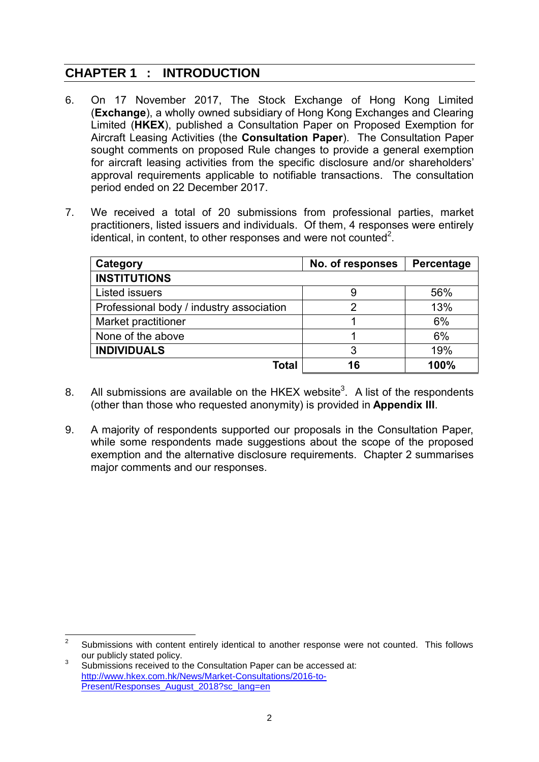## CHAPTER 1 : INTRODUCTION

6. On 17 November 2017, The Stock Exchange of Hong Kong Limited (**Exchange**), a wholly owned subsidiary of Hong Kong Exchanges and Clearing Limited (**HKEX**), published a Consultation Paper on Proposed Exemption for Aircraft Leasing Activities (the **Consultation Paper**). The Consultation Paper sought comments on proposed Rule changes to provide a general exemption for aircraft leasing activities from the specific disclosure and/or shareholders' approval requirements applicable to notifiable transactions. The consultation period ended on 22 December 2017.

7. We received a total of 20 submissions from professional parties, market practitioners, listed issuers and individuals. Of them, 4 responses were entirely identical, in content, to other responses and were not counted[2].

| Category | No. of responses | Percentage |
|---|---|---|
| **INSTITUTIONS** | | |
| Listed issuers | 9 | 56% |
| Professional body / industry association | 2 | 13% |
| Market practitioner | 1 | 6% |
| None of the above | 1 | 6% |
| **INDIVIDUALS** | 3 | 19% |
| **Total** | **16** | **100%** |

8. All submissions are available on the HKEX website[3]. A list of the respondents (other than those who requested anonymity) is provided in **Appendix III**.

9. A majority of respondents supported our proposals in the Consultation Paper, while some respondents made suggestions about the scope of the proposed exemption and the alternative disclosure requirements. Chapter 2 summarises major comments and our responses.

---

[2] Submissions with content entirely identical to another response were not counted. This follows our publicly stated policy.

[3] Submissions received to the Consultation Paper can be accessed at: http://www.hkex.com.hk/News/Market-Consultations/2016-to-Present/Responses_August_2018?sc_lang=en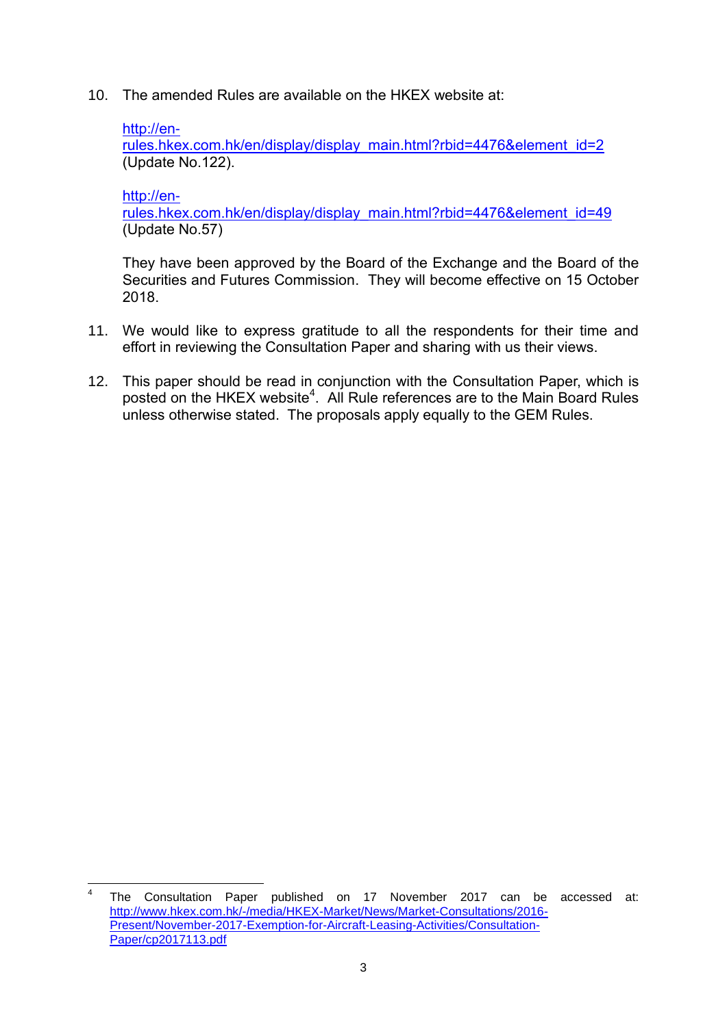10. The amended Rules are available on the HKEX website at:

    http://en-rules.hkex.com.hk/en/display/display_main.html?rbid=4476&element_id=2 (Update No.122).

    http://en-rules.hkex.com.hk/en/display/display_main.html?rbid=4476&element_id=49 (Update No.57)

    They have been approved by the Board of the Exchange and the Board of the Securities and Futures Commission. They will become effective on 15 October 2018.

11. We would like to express gratitude to all the respondents for their time and effort in reviewing the Consultation Paper and sharing with us their views.

12. This paper should be read in conjunction with the Consultation Paper, which is posted on the HKEX website[4]. All Rule references are to the Main Board Rules unless otherwise stated. The proposals apply equally to the GEM Rules.

---

[4] The Consultation Paper published on 17 November 2017 can be accessed at: http://www.hkex.com.hk/-/media/HKEX-Market/News/Market-Consultations/2016-Present/November-2017-Exemption-for-Aircraft-Leasing-Activities/Consultation-Paper/cp2017113.pdf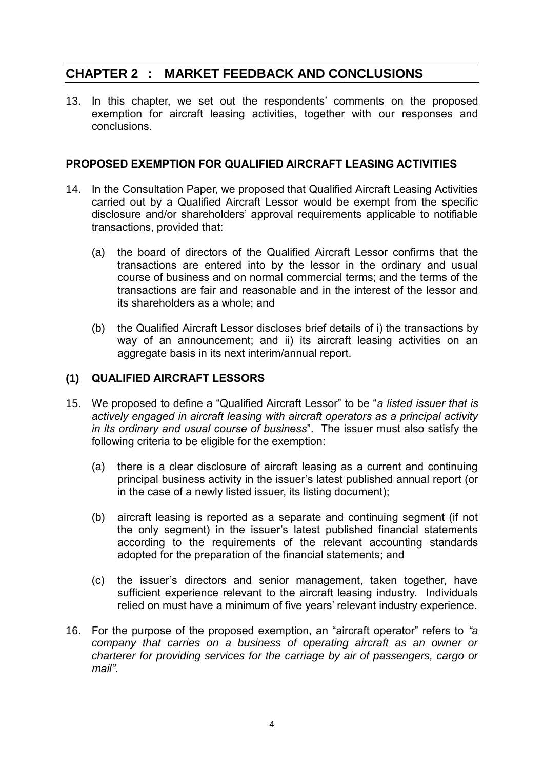## CHAPTER 2 : MARKET FEEDBACK AND CONCLUSIONS

13. In this chapter, we set out the respondents' comments on the proposed exemption for aircraft leasing activities, together with our responses and conclusions.

### PROPOSED EXEMPTION FOR QUALIFIED AIRCRAFT LEASING ACTIVITIES

14. In the Consultation Paper, we proposed that Qualified Aircraft Leasing Activities carried out by a Qualified Aircraft Lessor would be exempt from the specific disclosure and/or shareholders' approval requirements applicable to notifiable transactions, provided that:

    (a) the board of directors of the Qualified Aircraft Lessor confirms that the transactions are entered into by the lessor in the ordinary and usual course of business and on normal commercial terms; and the terms of the transactions are fair and reasonable and in the interest of the lessor and its shareholders as a whole; and

    (b) the Qualified Aircraft Lessor discloses brief details of i) the transactions by way of an announcement; and ii) its aircraft leasing activities on an aggregate basis in its next interim/annual report.

### (1) QUALIFIED AIRCRAFT LESSORS

15. We proposed to define a "Qualified Aircraft Lessor" to be "*a listed issuer that is actively engaged in aircraft leasing with aircraft operators as a principal activity in its ordinary and usual course of business*". The issuer must also satisfy the following criteria to be eligible for the exemption:

    (a) there is a clear disclosure of aircraft leasing as a current and continuing principal business activity in the issuer's latest published annual report (or in the case of a newly listed issuer, its listing document);

    (b) aircraft leasing is reported as a separate and continuing segment (if not the only segment) in the issuer's latest published financial statements according to the requirements of the relevant accounting standards adopted for the preparation of the financial statements; and

    (c) the issuer's directors and senior management, taken together, have sufficient experience relevant to the aircraft leasing industry. Individuals relied on must have a minimum of five years' relevant industry experience.

16. For the purpose of the proposed exemption, an "aircraft operator" refers to *"a company that carries on a business of operating aircraft as an owner or charterer for providing services for the carriage by air of passengers, cargo or mail"*.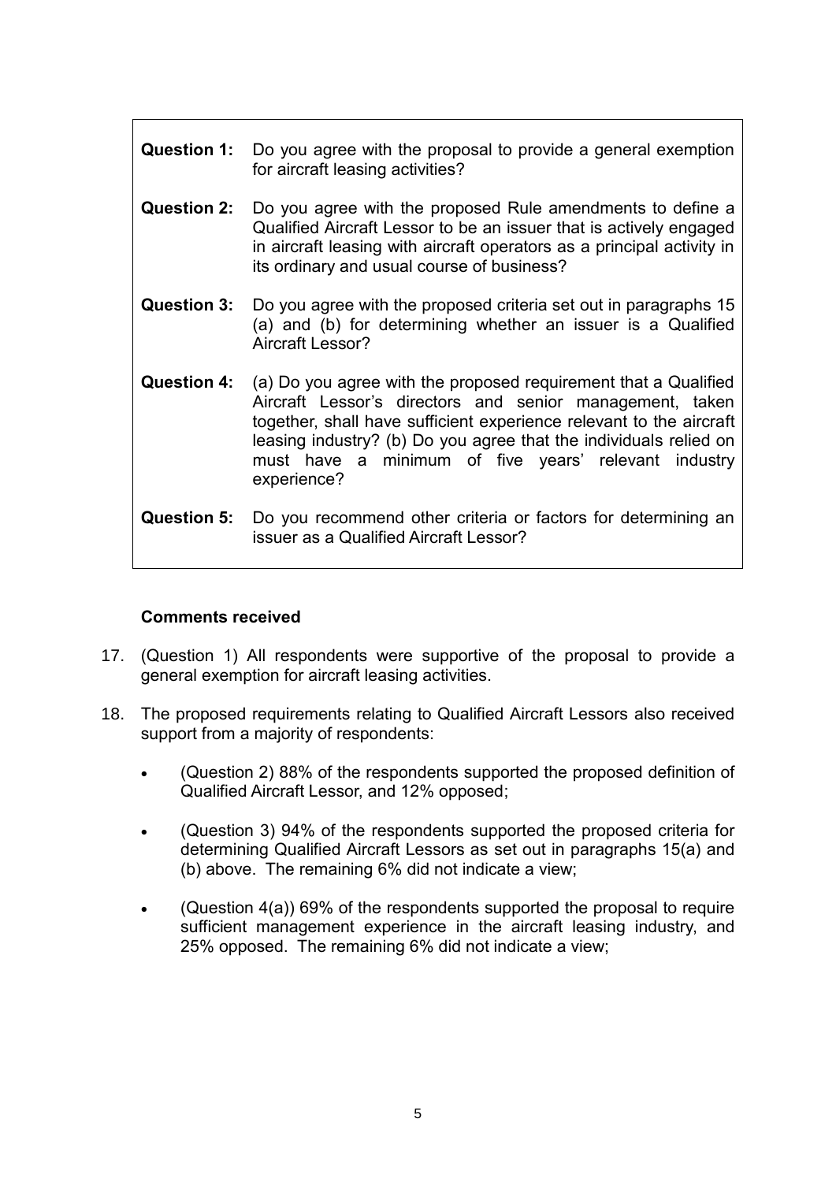| | |
|---|---|
| **Question 1:** | Do you agree with the proposal to provide a general exemption for aircraft leasing activities? |
| **Question 2:** | Do you agree with the proposed Rule amendments to define a Qualified Aircraft Lessor to be an issuer that is actively engaged in aircraft leasing with aircraft operators as a principal activity in its ordinary and usual course of business? |
| **Question 3:** | Do you agree with the proposed criteria set out in paragraphs 15 (a) and (b) for determining whether an issuer is a Qualified Aircraft Lessor? |
| **Question 4:** | (a) Do you agree with the proposed requirement that a Qualified Aircraft Lessor's directors and senior management, taken together, shall have sufficient experience relevant to the aircraft leasing industry? (b) Do you agree that the individuals relied on must have a minimum of five years' relevant industry experience? |
| **Question 5:** | Do you recommend other criteria or factors for determining an issuer as a Qualified Aircraft Lessor? |

**Comments received**

17. (Question 1) All respondents were supportive of the proposal to provide a general exemption for aircraft leasing activities.

18. The proposed requirements relating to Qualified Aircraft Lessors also received support from a majority of respondents:

    - (Question 2) 88% of the respondents supported the proposed definition of Qualified Aircraft Lessor, and 12% opposed;

    - (Question 3) 94% of the respondents supported the proposed criteria for determining Qualified Aircraft Lessors as set out in paragraphs 15(a) and (b) above. The remaining 6% did not indicate a view;

    - (Question 4(a)) 69% of the respondents supported the proposal to require sufficient management experience in the aircraft leasing industry, and 25% opposed. The remaining 6% did not indicate a view;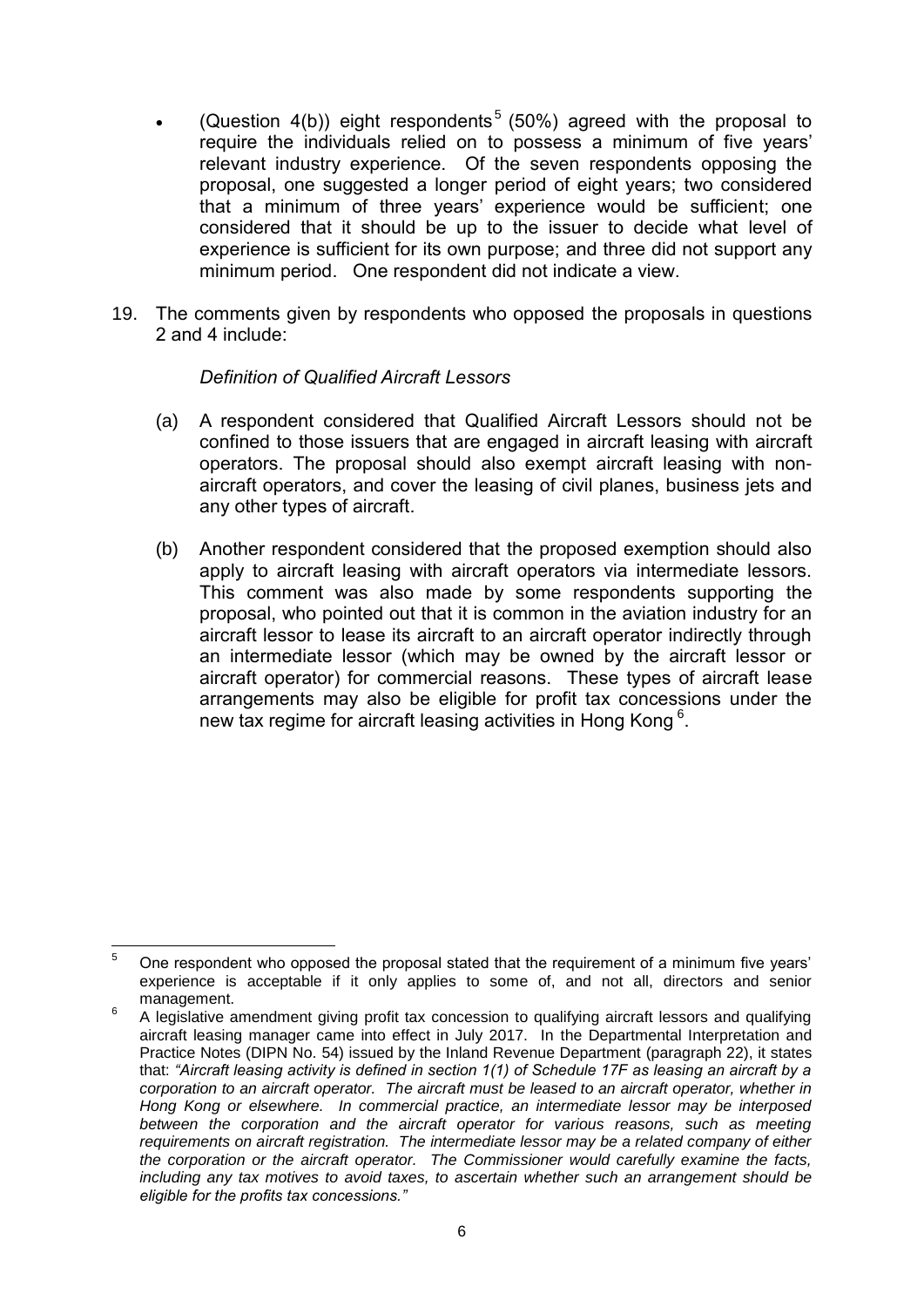- (Question 4(b)) eight respondents[5] (50%) agreed with the proposal to require the individuals relied on to possess a minimum of five years' relevant industry experience. Of the seven respondents opposing the proposal, one suggested a longer period of eight years; two considered that a minimum of three years' experience would be sufficient; one considered that it should be up to the issuer to decide what level of experience is sufficient for its own purpose; and three did not support any minimum period. One respondent did not indicate a view.

19. The comments given by respondents who opposed the proposals in questions 2 and 4 include:

*Definition of Qualified Aircraft Lessors*

(a) A respondent considered that Qualified Aircraft Lessors should not be confined to those issuers that are engaged in aircraft leasing with aircraft operators. The proposal should also exempt aircraft leasing with non-aircraft operators, and cover the leasing of civil planes, business jets and any other types of aircraft.

(b) Another respondent considered that the proposed exemption should also apply to aircraft leasing with aircraft operators via intermediate lessors. This comment was also made by some respondents supporting the proposal, who pointed out that it is common in the aviation industry for an aircraft lessor to lease its aircraft to an aircraft operator indirectly through an intermediate lessor (which may be owned by the aircraft lessor or aircraft operator) for commercial reasons. These types of aircraft lease arrangements may also be eligible for profit tax concessions under the new tax regime for aircraft leasing activities in Hong Kong[6].

---

[5] One respondent who opposed the proposal stated that the requirement of a minimum five years' experience is acceptable if it only applies to some of, and not all, directors and senior management.

[6] A legislative amendment giving profit tax concession to qualifying aircraft lessors and qualifying aircraft leasing manager came into effect in July 2017. In the Departmental Interpretation and Practice Notes (DIPN No. 54) issued by the Inland Revenue Department (paragraph 22), it states that: *"Aircraft leasing activity is defined in section 1(1) of Schedule 17F as leasing an aircraft by a corporation to an aircraft operator. The aircraft must be leased to an aircraft operator, whether in Hong Kong or elsewhere. In commercial practice, an intermediate lessor may be interposed between the corporation and the aircraft operator for various reasons, such as meeting requirements on aircraft registration. The intermediate lessor may be a related company of either the corporation or the aircraft operator. The Commissioner would carefully examine the facts, including any tax motives to avoid taxes, to ascertain whether such an arrangement should be eligible for the profits tax concessions."*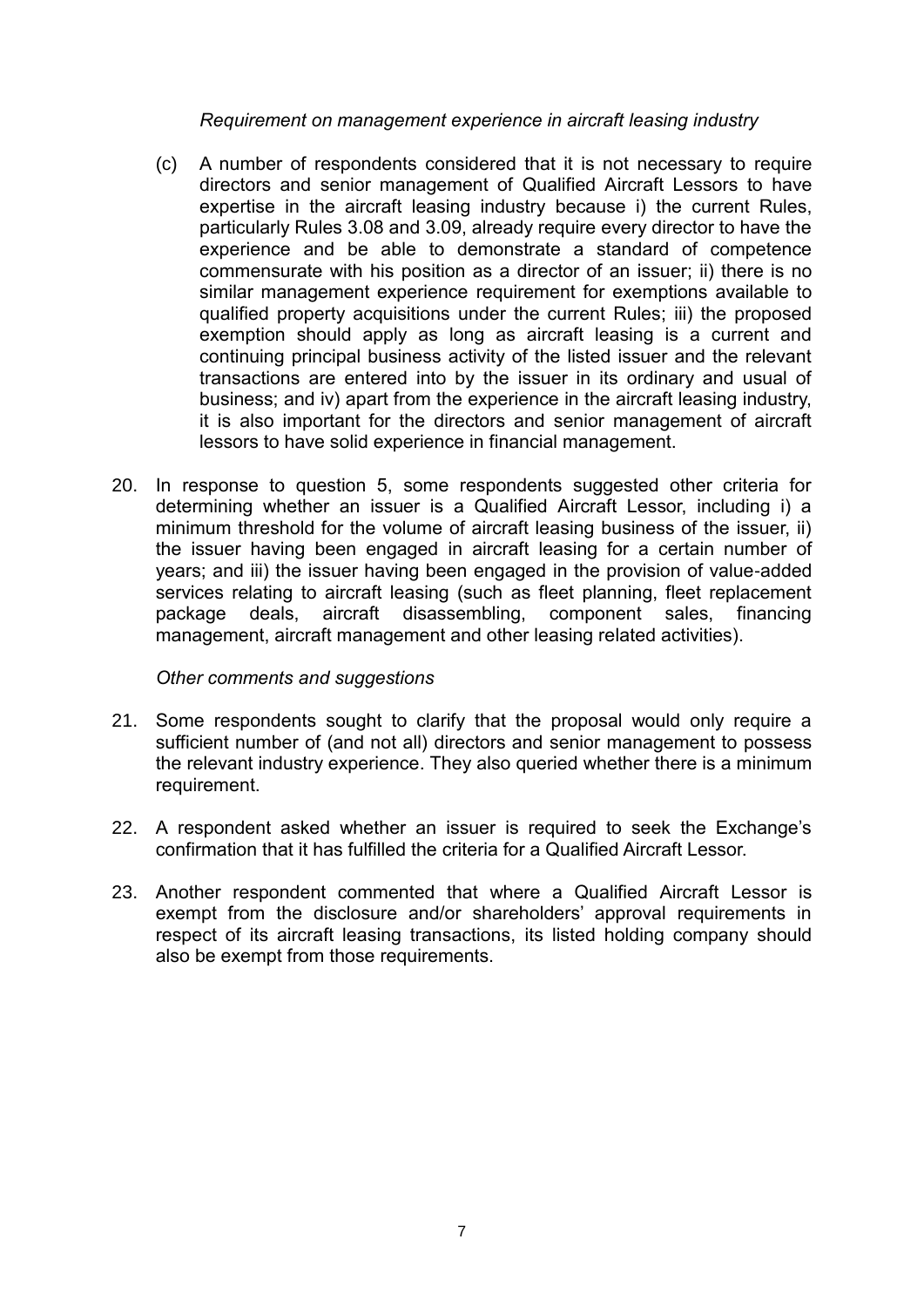*Requirement on management experience in aircraft leasing industry*

(c) A number of respondents considered that it is not necessary to require directors and senior management of Qualified Aircraft Lessors to have expertise in the aircraft leasing industry because i) the current Rules, particularly Rules 3.08 and 3.09, already require every director to have the experience and be able to demonstrate a standard of competence commensurate with his position as a director of an issuer; ii) there is no similar management experience requirement for exemptions available to qualified property acquisitions under the current Rules; iii) the proposed exemption should apply as long as aircraft leasing is a current and continuing principal business activity of the listed issuer and the relevant transactions are entered into by the issuer in its ordinary and usual of business; and iv) apart from the experience in the aircraft leasing industry, it is also important for the directors and senior management of aircraft lessors to have solid experience in financial management.

20. In response to question 5, some respondents suggested other criteria for determining whether an issuer is a Qualified Aircraft Lessor, including i) a minimum threshold for the volume of aircraft leasing business of the issuer, ii) the issuer having been engaged in aircraft leasing for a certain number of years; and iii) the issuer having been engaged in the provision of value-added services relating to aircraft leasing (such as fleet planning, fleet replacement package deals, aircraft disassembling, component sales, financing management, aircraft management and other leasing related activities).

*Other comments and suggestions*

21. Some respondents sought to clarify that the proposal would only require a sufficient number of (and not all) directors and senior management to possess the relevant industry experience. They also queried whether there is a minimum requirement.

22. A respondent asked whether an issuer is required to seek the Exchange's confirmation that it has fulfilled the criteria for a Qualified Aircraft Lessor.

23. Another respondent commented that where a Qualified Aircraft Lessor is exempt from the disclosure and/or shareholders' approval requirements in respect of its aircraft leasing transactions, its listed holding company should also be exempt from those requirements.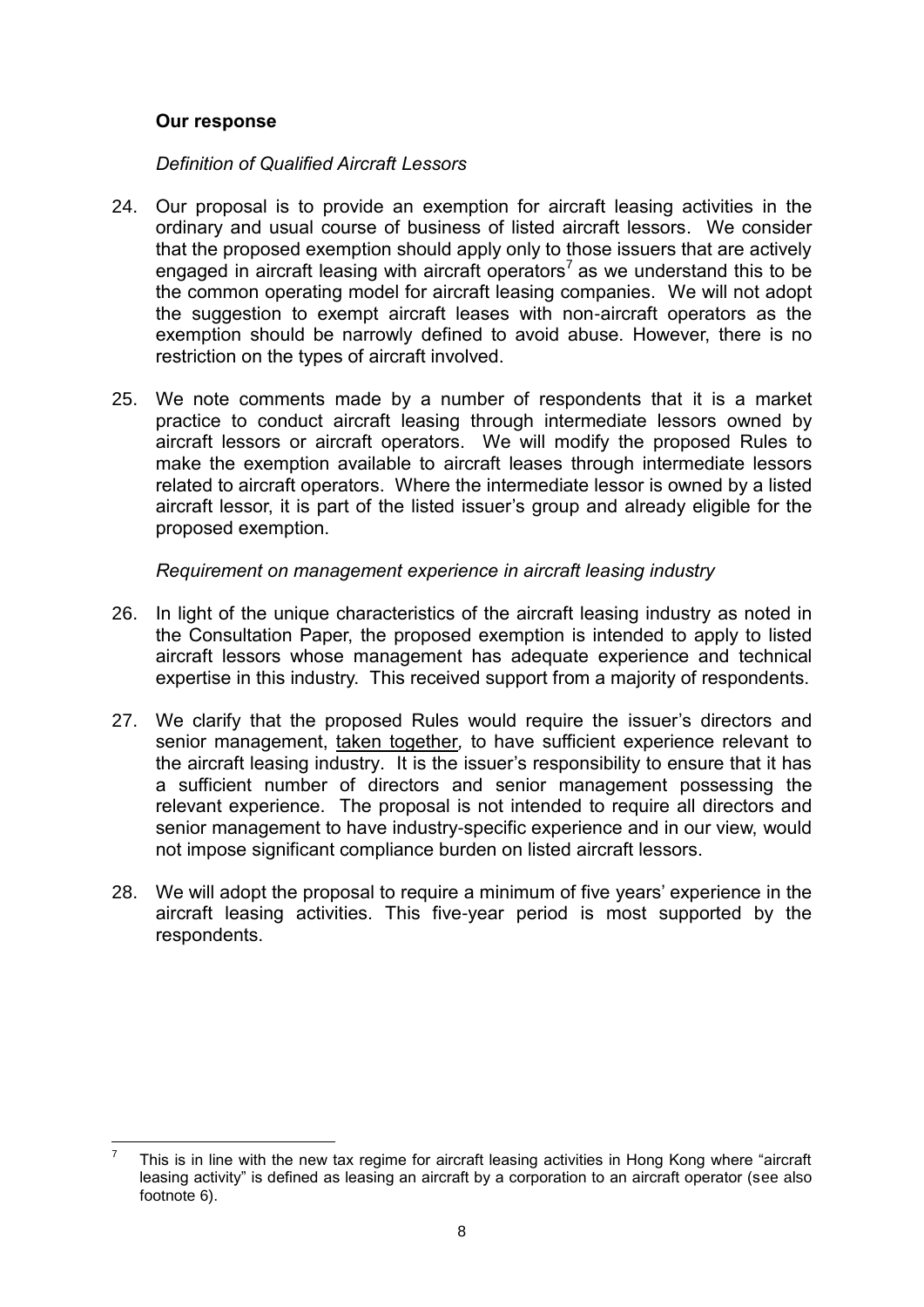**Our response**

*Definition of Qualified Aircraft Lessors*

24. Our proposal is to provide an exemption for aircraft leasing activities in the ordinary and usual course of business of listed aircraft lessors. We consider that the proposed exemption should apply only to those issuers that are actively engaged in aircraft leasing with aircraft operators[7] as we understand this to be the common operating model for aircraft leasing companies. We will not adopt the suggestion to exempt aircraft leases with non-aircraft operators as the exemption should be narrowly defined to avoid abuse. However, there is no restriction on the types of aircraft involved.

25. We note comments made by a number of respondents that it is a market practice to conduct aircraft leasing through intermediate lessors owned by aircraft lessors or aircraft operators. We will modify the proposed Rules to make the exemption available to aircraft leases through intermediate lessors related to aircraft operators. Where the intermediate lessor is owned by a listed aircraft lessor, it is part of the listed issuer's group and already eligible for the proposed exemption.

*Requirement on management experience in aircraft leasing industry*

26. In light of the unique characteristics of the aircraft leasing industry as noted in the Consultation Paper, the proposed exemption is intended to apply to listed aircraft lessors whose management has adequate experience and technical expertise in this industry. This received support from a majority of respondents.

27. We clarify that the proposed Rules would require the issuer's directors and senior management, <u>taken together</u>, to have sufficient experience relevant to the aircraft leasing industry. It is the issuer's responsibility to ensure that it has a sufficient number of directors and senior management possessing the relevant experience. The proposal is not intended to require all directors and senior management to have industry-specific experience and in our view, would not impose significant compliance burden on listed aircraft lessors.

28. We will adopt the proposal to require a minimum of five years' experience in the aircraft leasing activities. This five-year period is most supported by the respondents.

---

[7] This is in line with the new tax regime for aircraft leasing activities in Hong Kong where "aircraft leasing activity" is defined as leasing an aircraft by a corporation to an aircraft operator (see also footnote 6).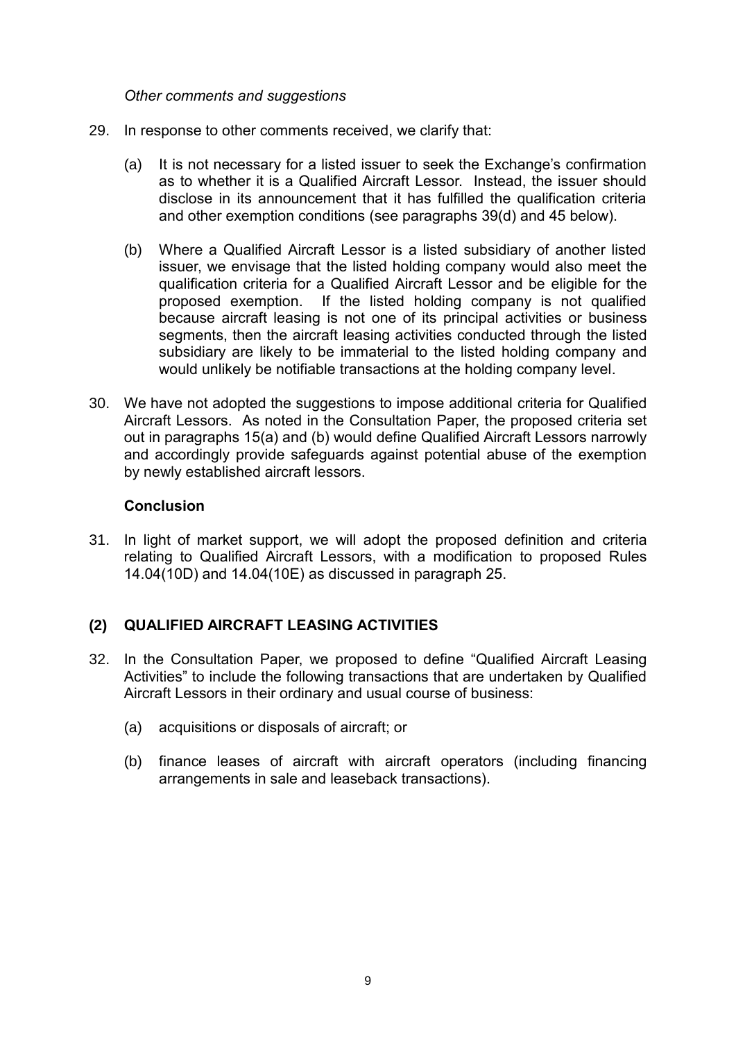*Other comments and suggestions*

29. In response to other comments received, we clarify that:

    (a) It is not necessary for a listed issuer to seek the Exchange's confirmation as to whether it is a Qualified Aircraft Lessor. Instead, the issuer should disclose in its announcement that it has fulfilled the qualification criteria and other exemption conditions (see paragraphs 39(d) and 45 below).

    (b) Where a Qualified Aircraft Lessor is a listed subsidiary of another listed issuer, we envisage that the listed holding company would also meet the qualification criteria for a Qualified Aircraft Lessor and be eligible for the proposed exemption. If the listed holding company is not qualified because aircraft leasing is not one of its principal activities or business segments, then the aircraft leasing activities conducted through the listed subsidiary are likely to be immaterial to the listed holding company and would unlikely be notifiable transactions at the holding company level.

30. We have not adopted the suggestions to impose additional criteria for Qualified Aircraft Lessors. As noted in the Consultation Paper, the proposed criteria set out in paragraphs 15(a) and (b) would define Qualified Aircraft Lessors narrowly and accordingly provide safeguards against potential abuse of the exemption by newly established aircraft lessors.

**Conclusion**

31. In light of market support, we will adopt the proposed definition and criteria relating to Qualified Aircraft Lessors, with a modification to proposed Rules 14.04(10D) and 14.04(10E) as discussed in paragraph 25.

## (2) QUALIFIED AIRCRAFT LEASING ACTIVITIES

32. In the Consultation Paper, we proposed to define "Qualified Aircraft Leasing Activities" to include the following transactions that are undertaken by Qualified Aircraft Lessors in their ordinary and usual course of business:

    (a) acquisitions or disposals of aircraft; or

    (b) finance leases of aircraft with aircraft operators (including financing arrangements in sale and leaseback transactions).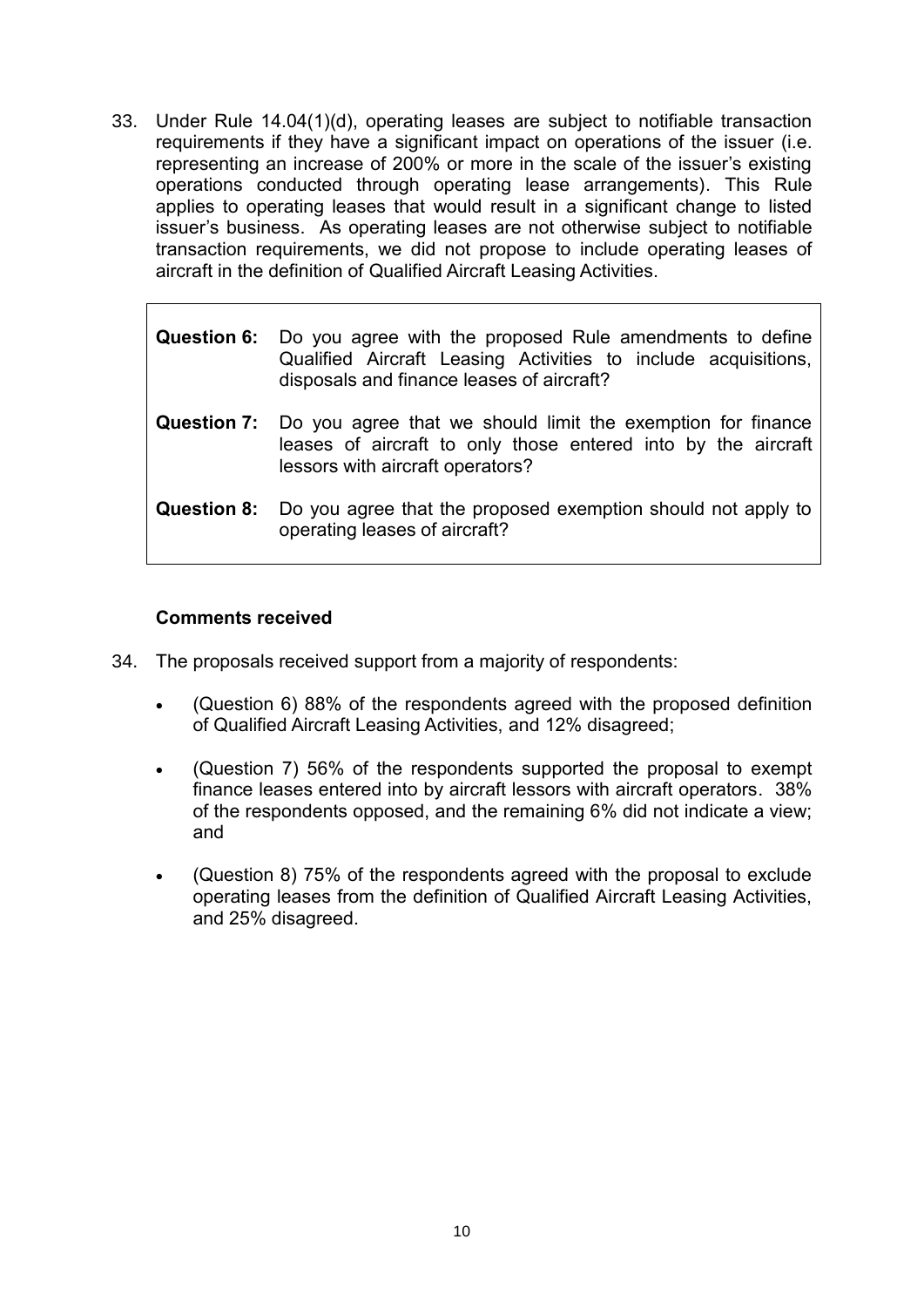33. Under Rule 14.04(1)(d), operating leases are subject to notifiable transaction requirements if they have a significant impact on operations of the issuer (i.e. representing an increase of 200% or more in the scale of the issuer's existing operations conducted through operating lease arrangements). This Rule applies to operating leases that would result in a significant change to listed issuer's business. As operating leases are not otherwise subject to notifiable transaction requirements, we did not propose to include operating leases of aircraft in the definition of Qualified Aircraft Leasing Activities.

> **Question 6:** Do you agree with the proposed Rule amendments to define Qualified Aircraft Leasing Activities to include acquisitions, disposals and finance leases of aircraft?
>
> **Question 7:** Do you agree that we should limit the exemption for finance leases of aircraft to only those entered into by the aircraft lessors with aircraft operators?
>
> **Question 8:** Do you agree that the proposed exemption should not apply to operating leases of aircraft?

**Comments received**

34. The proposals received support from a majority of respondents:

    - (Question 6) 88% of the respondents agreed with the proposed definition of Qualified Aircraft Leasing Activities, and 12% disagreed;

    - (Question 7) 56% of the respondents supported the proposal to exempt finance leases entered into by aircraft lessors with aircraft operators. 38% of the respondents opposed, and the remaining 6% did not indicate a view; and

    - (Question 8) 75% of the respondents agreed with the proposal to exclude operating leases from the definition of Qualified Aircraft Leasing Activities, and 25% disagreed.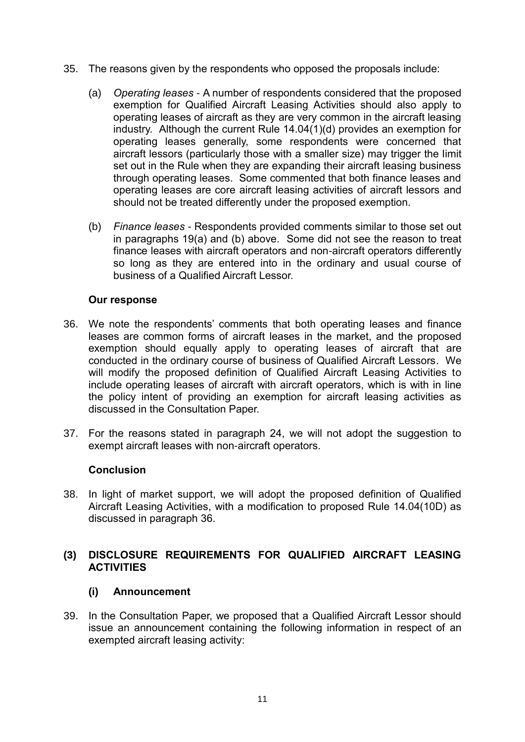35. The reasons given by the respondents who opposed the proposals include:

    (a) *Operating leases* - A number of respondents considered that the proposed exemption for Qualified Aircraft Leasing Activities should also apply to operating leases of aircraft as they are very common in the aircraft leasing industry. Although the current Rule 14.04(1)(d) provides an exemption for operating leases generally, some respondents were concerned that aircraft lessors (particularly those with a smaller size) may trigger the limit set out in the Rule when they are expanding their aircraft leasing business through operating leases. Some commented that both finance leases and operating leases are core aircraft leasing activities of aircraft lessors and should not be treated differently under the proposed exemption.

    (b) *Finance leases* - Respondents provided comments similar to those set out in paragraphs 19(a) and (b) above. Some did not see the reason to treat finance leases with aircraft operators and non-aircraft operators differently so long as they are entered into in the ordinary and usual course of business of a Qualified Aircraft Lessor.

**Our response**

36. We note the respondents' comments that both operating leases and finance leases are common forms of aircraft leases in the market, and the proposed exemption should equally apply to operating leases of aircraft that are conducted in the ordinary course of business of Qualified Aircraft Lessors. We will modify the proposed definition of Qualified Aircraft Leasing Activities to include operating leases of aircraft with aircraft operators, which is with in line the policy intent of providing an exemption for aircraft leasing activities as discussed in the Consultation Paper.

37. For the reasons stated in paragraph 24, we will not adopt the suggestion to exempt aircraft leases with non-aircraft operators.

**Conclusion**

38. In light of market support, we will adopt the proposed definition of Qualified Aircraft Leasing Activities, with a modification to proposed Rule 14.04(10D) as discussed in paragraph 36.

## (3) DISCLOSURE REQUIREMENTS FOR QUALIFIED AIRCRAFT LEASING ACTIVITIES

### (i) Announcement

39. In the Consultation Paper, we proposed that a Qualified Aircraft Lessor should issue an announcement containing the following information in respect of an exempted aircraft leasing activity: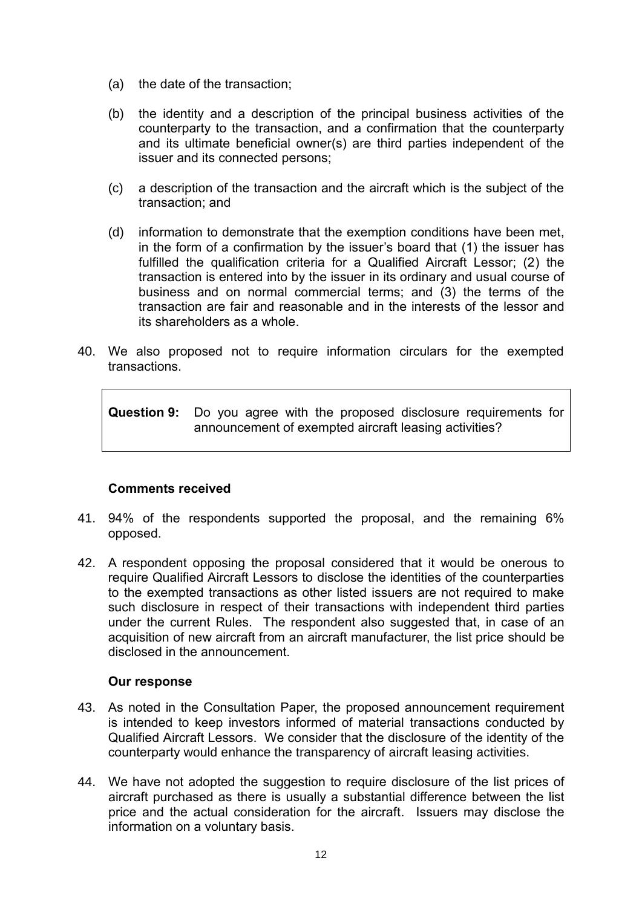(a) the date of the transaction;

(b) the identity and a description of the principal business activities of the counterparty to the transaction, and a confirmation that the counterparty and its ultimate beneficial owner(s) are third parties independent of the issuer and its connected persons;

(c) a description of the transaction and the aircraft which is the subject of the transaction; and

(d) information to demonstrate that the exemption conditions have been met, in the form of a confirmation by the issuer's board that (1) the issuer has fulfilled the qualification criteria for a Qualified Aircraft Lessor; (2) the transaction is entered into by the issuer in its ordinary and usual course of business and on normal commercial terms; and (3) the terms of the transaction are fair and reasonable and in the interests of the lessor and its shareholders as a whole.

40. We also proposed not to require information circulars for the exempted transactions.

> **Question 9:** Do you agree with the proposed disclosure requirements for announcement of exempted aircraft leasing activities?

**Comments received**

41. 94% of the respondents supported the proposal, and the remaining 6% opposed.

42. A respondent opposing the proposal considered that it would be onerous to require Qualified Aircraft Lessors to disclose the identities of the counterparties to the exempted transactions as other listed issuers are not required to make such disclosure in respect of their transactions with independent third parties under the current Rules. The respondent also suggested that, in case of an acquisition of new aircraft from an aircraft manufacturer, the list price should be disclosed in the announcement.

**Our response**

43. As noted in the Consultation Paper, the proposed announcement requirement is intended to keep investors informed of material transactions conducted by Qualified Aircraft Lessors. We consider that the disclosure of the identity of the counterparty would enhance the transparency of aircraft leasing activities.

44. We have not adopted the suggestion to require disclosure of the list prices of aircraft purchased as there is usually a substantial difference between the list price and the actual consideration for the aircraft. Issuers may disclose the information on a voluntary basis.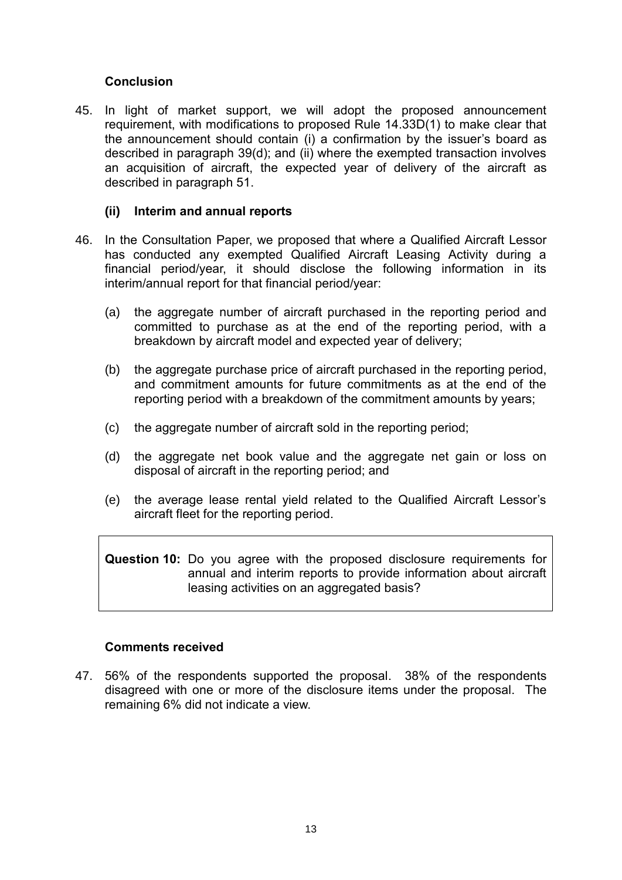### Conclusion

45. In light of market support, we will adopt the proposed announcement requirement, with modifications to proposed Rule 14.33D(1) to make clear that the announcement should contain (i) a confirmation by the issuer's board as described in paragraph 39(d); and (ii) where the exempted transaction involves an acquisition of aircraft, the expected year of delivery of the aircraft as described in paragraph 51.

### (ii) Interim and annual reports

46. In the Consultation Paper, we proposed that where a Qualified Aircraft Lessor has conducted any exempted Qualified Aircraft Leasing Activity during a financial period/year, it should disclose the following information in its interim/annual report for that financial period/year:

    (a) the aggregate number of aircraft purchased in the reporting period and committed to purchase as at the end of the reporting period, with a breakdown by aircraft model and expected year of delivery;

    (b) the aggregate purchase price of aircraft purchased in the reporting period, and commitment amounts for future commitments as at the end of the reporting period with a breakdown of the commitment amounts by years;

    (c) the aggregate number of aircraft sold in the reporting period;

    (d) the aggregate net book value and the aggregate net gain or loss on disposal of aircraft in the reporting period; and

    (e) the average lease rental yield related to the Qualified Aircraft Lessor's aircraft fleet for the reporting period.

> **Question 10:** Do you agree with the proposed disclosure requirements for annual and interim reports to provide information about aircraft leasing activities on an aggregated basis?

### Comments received

47. 56% of the respondents supported the proposal. 38% of the respondents disagreed with one or more of the disclosure items under the proposal. The remaining 6% did not indicate a view.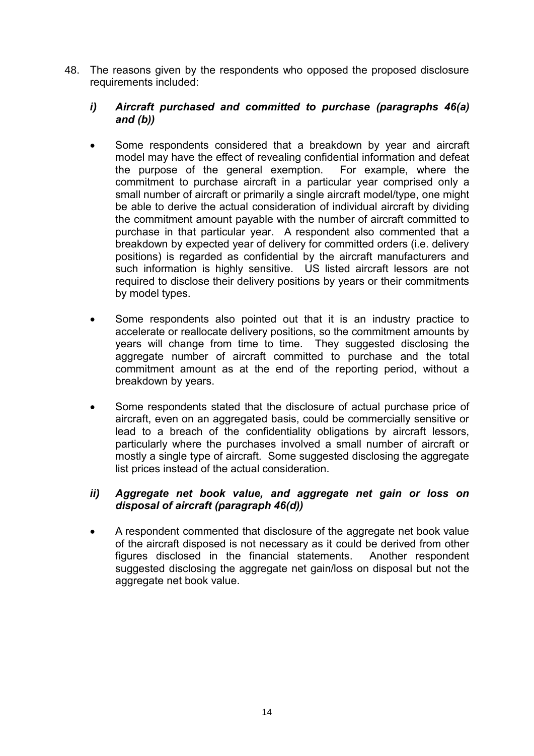48. The reasons given by the respondents who opposed the proposed disclosure requirements included:

   ***i) Aircraft purchased and committed to purchase (paragraphs 46(a) and (b))***

   - Some respondents considered that a breakdown by year and aircraft model may have the effect of revealing confidential information and defeat the purpose of the general exemption. For example, where the commitment to purchase aircraft in a particular year comprised only a small number of aircraft or primarily a single aircraft model/type, one might be able to derive the actual consideration of individual aircraft by dividing the commitment amount payable with the number of aircraft committed to purchase in that particular year. A respondent also commented that a breakdown by expected year of delivery for committed orders (i.e. delivery positions) is regarded as confidential by the aircraft manufacturers and such information is highly sensitive. US listed aircraft lessors are not required to disclose their delivery positions by years or their commitments by model types.

   - Some respondents also pointed out that it is an industry practice to accelerate or reallocate delivery positions, so the commitment amounts by years will change from time to time. They suggested disclosing the aggregate number of aircraft committed to purchase and the total commitment amount as at the end of the reporting period, without a breakdown by years.

   - Some respondents stated that the disclosure of actual purchase price of aircraft, even on an aggregated basis, could be commercially sensitive or lead to a breach of the confidentiality obligations by aircraft lessors, particularly where the purchases involved a small number of aircraft or mostly a single type of aircraft. Some suggested disclosing the aggregate list prices instead of the actual consideration.

   ***ii) Aggregate net book value, and aggregate net gain or loss on disposal of aircraft (paragraph 46(d))***

   - A respondent commented that disclosure of the aggregate net book value of the aircraft disposed is not necessary as it could be derived from other figures disclosed in the financial statements. Another respondent suggested disclosing the aggregate net gain/loss on disposal but not the aggregate net book value.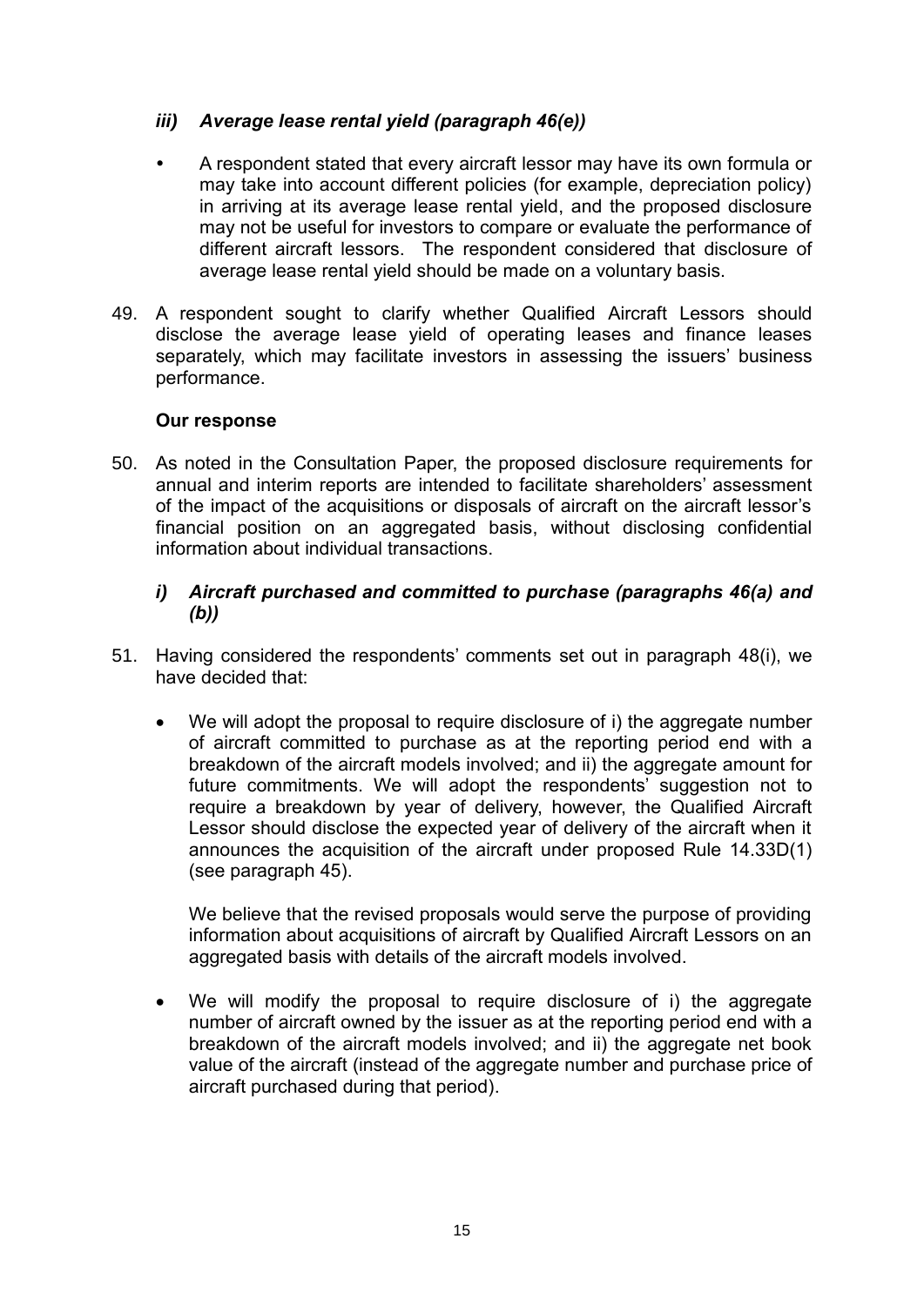### *iii) Average lease rental yield (paragraph 46(e))*

- A respondent stated that every aircraft lessor may have its own formula or may take into account different policies (for example, depreciation policy) in arriving at its average lease rental yield, and the proposed disclosure may not be useful for investors to compare or evaluate the performance of different aircraft lessors. The respondent considered that disclosure of average lease rental yield should be made on a voluntary basis.

49. A respondent sought to clarify whether Qualified Aircraft Lessors should disclose the average lease yield of operating leases and finance leases separately, which may facilitate investors in assessing the issuers' business performance.

**Our response**

50. As noted in the Consultation Paper, the proposed disclosure requirements for annual and interim reports are intended to facilitate shareholders' assessment of the impact of the acquisitions or disposals of aircraft on the aircraft lessor's financial position on an aggregated basis, without disclosing confidential information about individual transactions.

### *i) Aircraft purchased and committed to purchase (paragraphs 46(a) and (b))*

51. Having considered the respondents' comments set out in paragraph 48(i), we have decided that:

    - We will adopt the proposal to require disclosure of i) the aggregate number of aircraft committed to purchase as at the reporting period end with a breakdown of the aircraft models involved; and ii) the aggregate amount for future commitments. We will adopt the respondents' suggestion not to require a breakdown by year of delivery, however, the Qualified Aircraft Lessor should disclose the expected year of delivery of the aircraft when it announces the acquisition of the aircraft under proposed Rule 14.33D(1) (see paragraph 45).

      We believe that the revised proposals would serve the purpose of providing information about acquisitions of aircraft by Qualified Aircraft Lessors on an aggregated basis with details of the aircraft models involved.

    - We will modify the proposal to require disclosure of i) the aggregate number of aircraft owned by the issuer as at the reporting period end with a breakdown of the aircraft models involved; and ii) the aggregate net book value of the aircraft (instead of the aggregate number and purchase price of aircraft purchased during that period).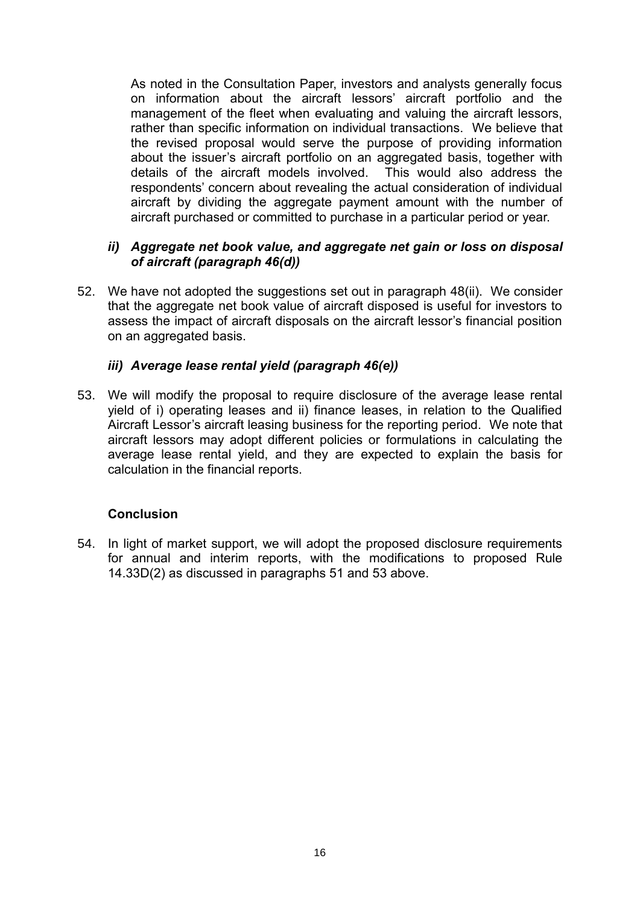As noted in the Consultation Paper, investors and analysts generally focus on information about the aircraft lessors' aircraft portfolio and the management of the fleet when evaluating and valuing the aircraft lessors, rather than specific information on individual transactions. We believe that the revised proposal would serve the purpose of providing information about the issuer's aircraft portfolio on an aggregated basis, together with details of the aircraft models involved. This would also address the respondents' concern about revealing the actual consideration of individual aircraft by dividing the aggregate payment amount with the number of aircraft purchased or committed to purchase in a particular period or year.

### *ii) Aggregate net book value, and aggregate net gain or loss on disposal of aircraft (paragraph 46(d))*

52. We have not adopted the suggestions set out in paragraph 48(ii). We consider that the aggregate net book value of aircraft disposed is useful for investors to assess the impact of aircraft disposals on the aircraft lessor's financial position on an aggregated basis.

### *iii) Average lease rental yield (paragraph 46(e))*

53. We will modify the proposal to require disclosure of the average lease rental yield of i) operating leases and ii) finance leases, in relation to the Qualified Aircraft Lessor's aircraft leasing business for the reporting period. We note that aircraft lessors may adopt different policies or formulations in calculating the average lease rental yield, and they are expected to explain the basis for calculation in the financial reports.

### **Conclusion**

54. In light of market support, we will adopt the proposed disclosure requirements for annual and interim reports, with the modifications to proposed Rule 14.33D(2) as discussed in paragraphs 51 and 53 above.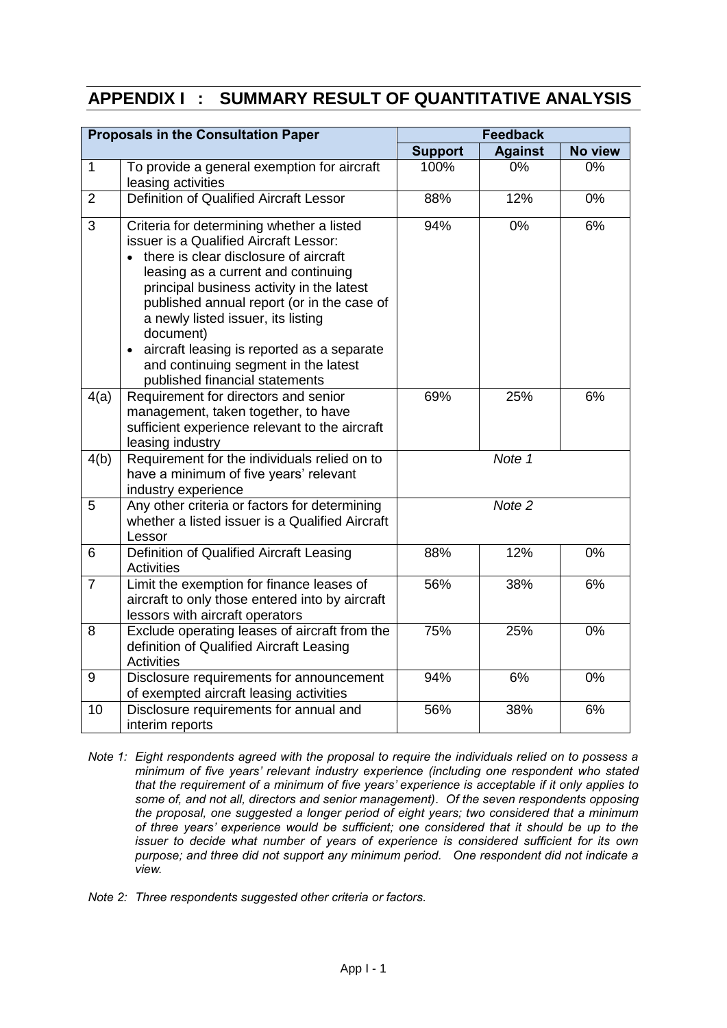## APPENDIX I : SUMMARY RESULT OF QUANTITATIVE ANALYSIS

| Proposals in the Consultation Paper | | Feedback | | |
|---|---|---|---|---|
| | | **Support** | **Against** | **No view** |
| 1 | To provide a general exemption for aircraft leasing activities | 100% | 0% | 0% |
| 2 | Definition of Qualified Aircraft Lessor | 88% | 12% | 0% |
| 3 | Criteria for determining whether a listed issuer is a Qualified Aircraft Lessor: <br>• there is clear disclosure of aircraft leasing as a current and continuing principal business activity in the latest published annual report (or in the case of a newly listed issuer, its listing document) <br>• aircraft leasing is reported as a separate and continuing segment in the latest published financial statements | 94% | 0% | 6% |
| 4(a) | Requirement for directors and senior management, taken together, to have sufficient experience relevant to the aircraft leasing industry | 69% | 25% | 6% |
| 4(b) | Requirement for the individuals relied on to have a minimum of five years' relevant industry experience | *Note 1* | | |
| 5 | Any other criteria or factors for determining whether a listed issuer is a Qualified Aircraft Lessor | *Note 2* | | |
| 6 | Definition of Qualified Aircraft Leasing Activities | 88% | 12% | 0% |
| 7 | Limit the exemption for finance leases of aircraft to only those entered into by aircraft lessors with aircraft operators | 56% | 38% | 6% |
| 8 | Exclude operating leases of aircraft from the definition of Qualified Aircraft Leasing Activities | 75% | 25% | 0% |
| 9 | Disclosure requirements for announcement of exempted aircraft leasing activities | 94% | 6% | 0% |
| 10 | Disclosure requirements for annual and interim reports | 56% | 38% | 6% |

*Note 1: Eight respondents agreed with the proposal to require the individuals relied on to possess a minimum of five years' relevant industry experience (including one respondent who stated that the requirement of a minimum of five years' experience is acceptable if it only applies to some of, and not all, directors and senior management). Of the seven respondents opposing the proposal, one suggested a longer period of eight years; two considered that a minimum of three years' experience would be sufficient; one considered that it should be up to the issuer to decide what number of years of experience is considered sufficient for its own purpose; and three did not support any minimum period. One respondent did not indicate a view.*

*Note 2: Three respondents suggested other criteria or factors.*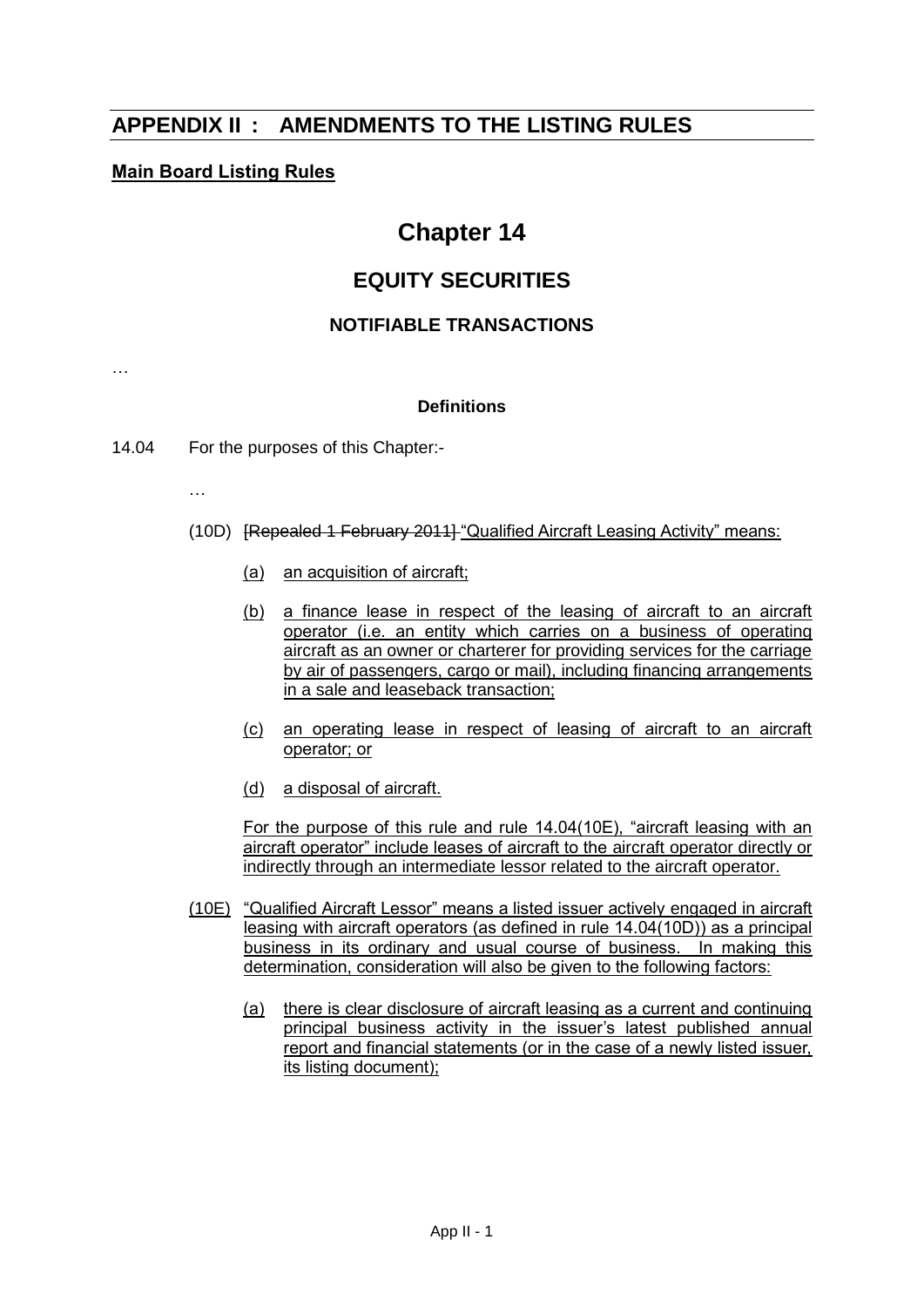## APPENDIX II : AMENDMENTS TO THE LISTING RULES

**Main Board Listing Rules**

# Chapter 14

## EQUITY SECURITIES

### NOTIFIABLE TRANSACTIONS

…

**Definitions**

14.04 For the purposes of this Chapter:-

…

(10D) ~~[Repealed 1 February 2011]~~ "Qualified Aircraft Leasing Activity" means:

(a) an acquisition of aircraft;

(b) a finance lease in respect of the leasing of aircraft to an aircraft operator (i.e. an entity which carries on a business of operating aircraft as an owner or charterer for providing services for the carriage by air of passengers, cargo or mail), including financing arrangements in a sale and leaseback transaction;

(c) an operating lease in respect of leasing of aircraft to an aircraft operator; or

(d) a disposal of aircraft.

For the purpose of this rule and rule 14.04(10E), "aircraft leasing with an aircraft operator" include leases of aircraft to the aircraft operator directly or indirectly through an intermediate lessor related to the aircraft operator.

(10E) "Qualified Aircraft Lessor" means a listed issuer actively engaged in aircraft leasing with aircraft operators (as defined in rule 14.04(10D)) as a principal business in its ordinary and usual course of business. In making this determination, consideration will also be given to the following factors:

(a) there is clear disclosure of aircraft leasing as a current and continuing principal business activity in the issuer's latest published annual report and financial statements (or in the case of a newly listed issuer, its listing document);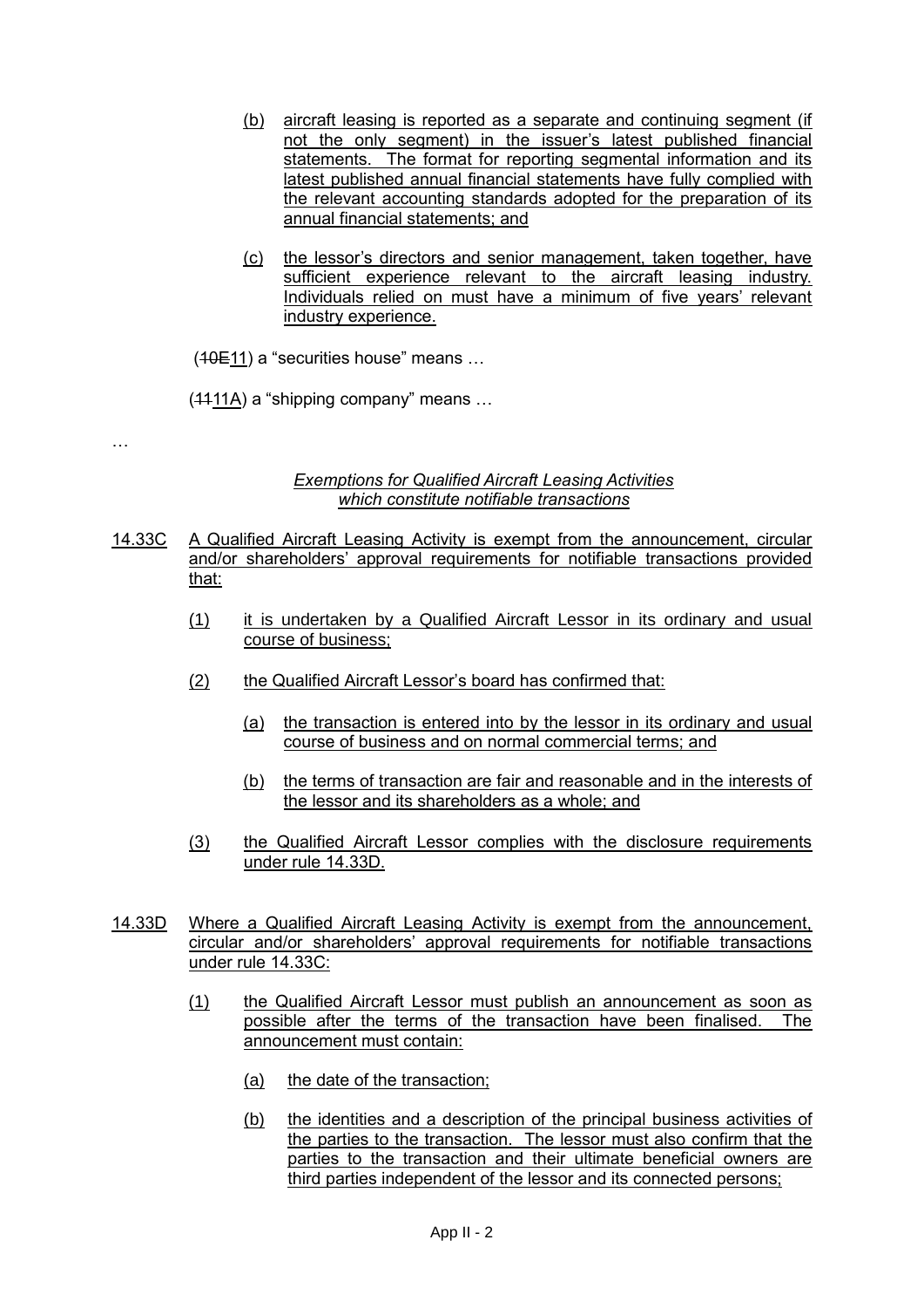(b) aircraft leasing is reported as a separate and continuing segment (if not the only segment) in the issuer's latest published financial statements. The format for reporting segmental information and its latest published annual financial statements have fully complied with the relevant accounting standards adopted for the preparation of its annual financial statements; and

(c) the lessor's directors and senior management, taken together, have sufficient experience relevant to the aircraft leasing industry. Individuals relied on must have a minimum of five years' relevant industry experience.

(~~10E~~11) a "securities house" means …

(~~11~~11A) a "shipping company" means …

…

*Exemptions for Qualified Aircraft Leasing Activities which constitute notifiable transactions*

14.33C A Qualified Aircraft Leasing Activity is exempt from the announcement, circular and/or shareholders' approval requirements for notifiable transactions provided that:

(1) it is undertaken by a Qualified Aircraft Lessor in its ordinary and usual course of business;

(2) the Qualified Aircraft Lessor's board has confirmed that:

(a) the transaction is entered into by the lessor in its ordinary and usual course of business and on normal commercial terms; and

(b) the terms of transaction are fair and reasonable and in the interests of the lessor and its shareholders as a whole; and

(3) the Qualified Aircraft Lessor complies with the disclosure requirements under rule 14.33D.

14.33D Where a Qualified Aircraft Leasing Activity is exempt from the announcement, circular and/or shareholders' approval requirements for notifiable transactions under rule 14.33C:

(1) the Qualified Aircraft Lessor must publish an announcement as soon as possible after the terms of the transaction have been finalised. The announcement must contain:

(a) the date of the transaction;

(b) the identities and a description of the principal business activities of the parties to the transaction. The lessor must also confirm that the parties to the transaction and their ultimate beneficial owners are third parties independent of the lessor and its connected persons;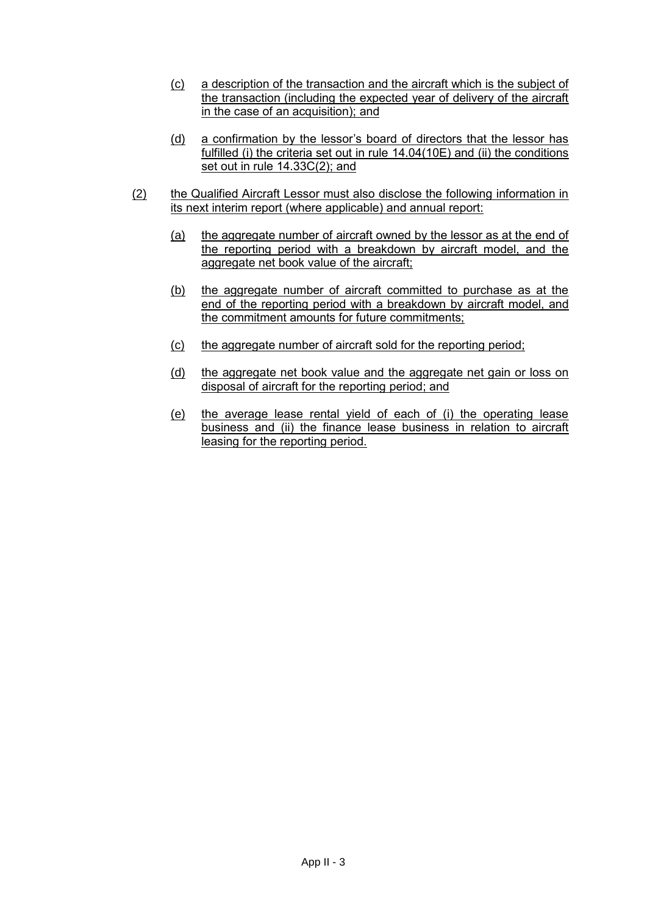(c) a description of the transaction and the aircraft which is the subject of the transaction (including the expected year of delivery of the aircraft in the case of an acquisition); and

(d) a confirmation by the lessor's board of directors that the lessor has fulfilled (i) the criteria set out in rule 14.04(10E) and (ii) the conditions set out in rule 14.33C(2); and

(2) the Qualified Aircraft Lessor must also disclose the following information in its next interim report (where applicable) and annual report:

(a) the aggregate number of aircraft owned by the lessor as at the end of the reporting period with a breakdown by aircraft model, and the aggregate net book value of the aircraft;

(b) the aggregate number of aircraft committed to purchase as at the end of the reporting period with a breakdown by aircraft model, and the commitment amounts for future commitments;

(c) the aggregate number of aircraft sold for the reporting period;

(d) the aggregate net book value and the aggregate net gain or loss on disposal of aircraft for the reporting period; and

(e) the average lease rental yield of each of (i) the operating lease business and (ii) the finance lease business in relation to aircraft leasing for the reporting period.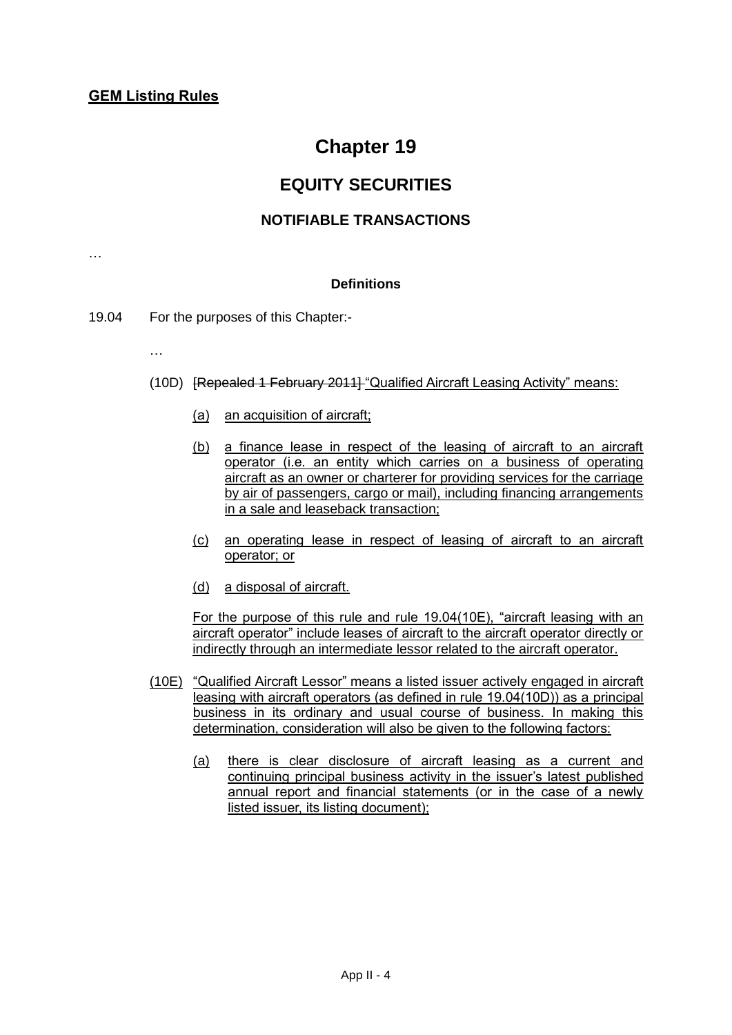**GEM Listing Rules**

# Chapter 19

## EQUITY SECURITIES

### NOTIFIABLE TRANSACTIONS

…

#### Definitions

19.04 For the purposes of this Chapter:-

…

(10D) ~~[Repealed 1 February 2011]~~ "Qualified Aircraft Leasing Activity" means:

(a) an acquisition of aircraft;

(b) a finance lease in respect of the leasing of aircraft to an aircraft operator (i.e. an entity which carries on a business of operating aircraft as an owner or charterer for providing services for the carriage by air of passengers, cargo or mail), including financing arrangements in a sale and leaseback transaction;

(c) an operating lease in respect of leasing of aircraft to an aircraft operator; or

(d) a disposal of aircraft.

For the purpose of this rule and rule 19.04(10E), "aircraft leasing with an aircraft operator" include leases of aircraft to the aircraft operator directly or indirectly through an intermediate lessor related to the aircraft operator.

(10E) "Qualified Aircraft Lessor" means a listed issuer actively engaged in aircraft leasing with aircraft operators (as defined in rule 19.04(10D)) as a principal business in its ordinary and usual course of business. In making this determination, consideration will also be given to the following factors:

(a) there is clear disclosure of aircraft leasing as a current and continuing principal business activity in the issuer's latest published annual report and financial statements (or in the case of a newly listed issuer, its listing document);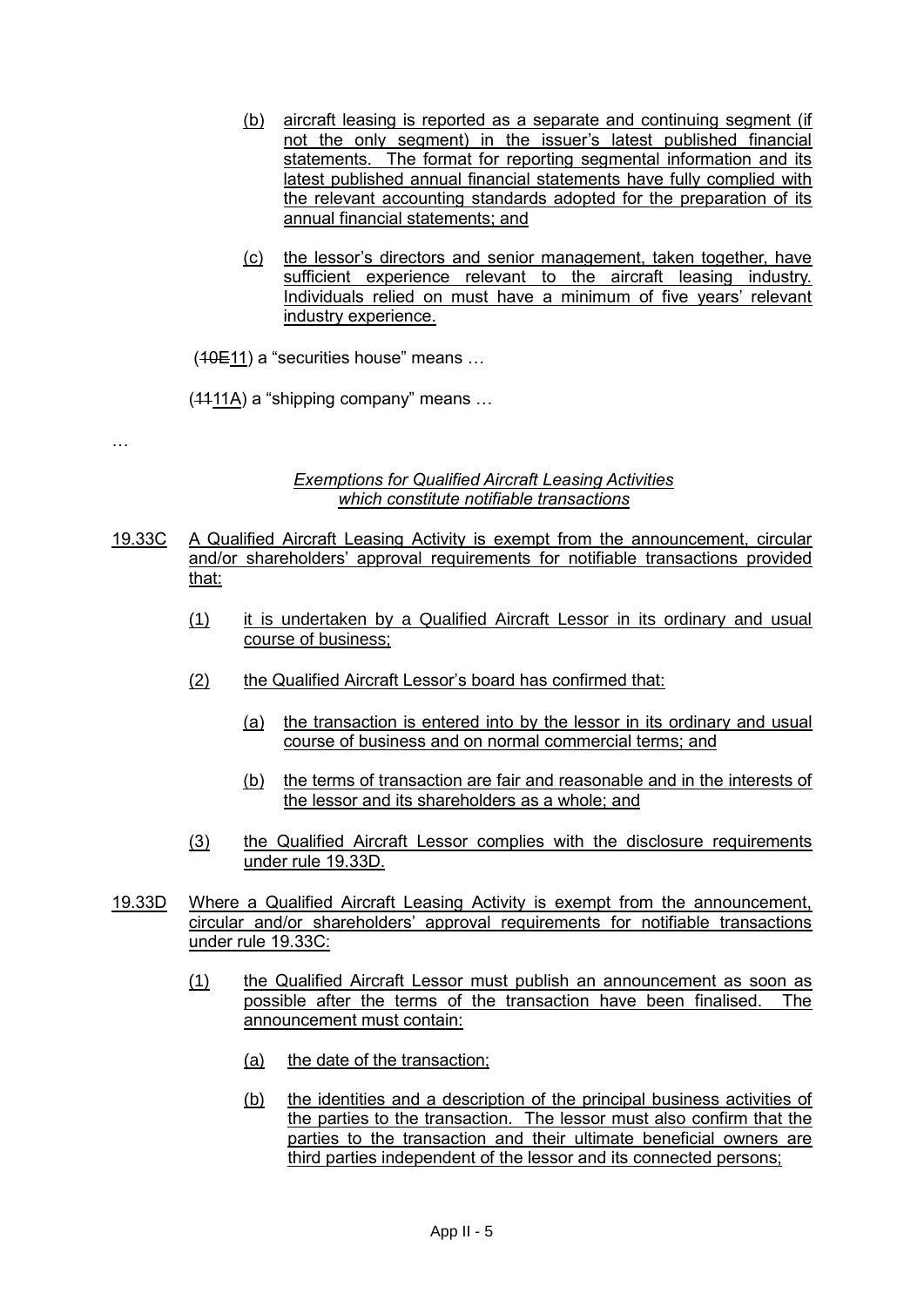(b) aircraft leasing is reported as a separate and continuing segment (if not the only segment) in the issuer's latest published financial statements. The format for reporting segmental information and its latest published annual financial statements have fully complied with the relevant accounting standards adopted for the preparation of its annual financial statements; and

(c) the lessor's directors and senior management, taken together, have sufficient experience relevant to the aircraft leasing industry. Individuals relied on must have a minimum of five years' relevant industry experience.

(~~10E~~11) a "securities house" means …

(~~11~~11A) a "shipping company" means …

…

*Exemptions for Qualified Aircraft Leasing Activities which constitute notifiable transactions*

19.33C A Qualified Aircraft Leasing Activity is exempt from the announcement, circular and/or shareholders' approval requirements for notifiable transactions provided that:

(1) it is undertaken by a Qualified Aircraft Lessor in its ordinary and usual course of business;

(2) the Qualified Aircraft Lessor's board has confirmed that:

(a) the transaction is entered into by the lessor in its ordinary and usual course of business and on normal commercial terms; and

(b) the terms of transaction are fair and reasonable and in the interests of the lessor and its shareholders as a whole; and

(3) the Qualified Aircraft Lessor complies with the disclosure requirements under rule 19.33D.

19.33D Where a Qualified Aircraft Leasing Activity is exempt from the announcement, circular and/or shareholders' approval requirements for notifiable transactions under rule 19.33C:

(1) the Qualified Aircraft Lessor must publish an announcement as soon as possible after the terms of the transaction have been finalised. The announcement must contain:

(a) the date of the transaction;

(b) the identities and a description of the principal business activities of the parties to the transaction. The lessor must also confirm that the parties to the transaction and their ultimate beneficial owners are third parties independent of the lessor and its connected persons;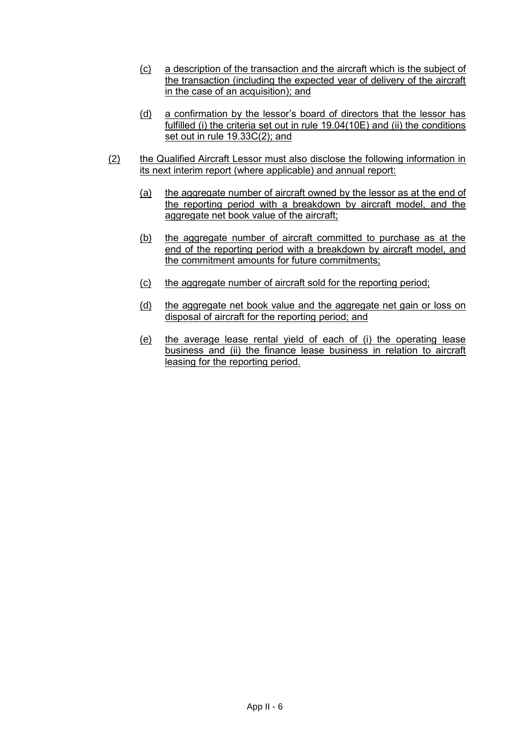(c) a description of the transaction and the aircraft which is the subject of the transaction (including the expected year of delivery of the aircraft in the case of an acquisition); and

(d) a confirmation by the lessor's board of directors that the lessor has fulfilled (i) the criteria set out in rule 19.04(10E) and (ii) the conditions set out in rule 19.33C(2); and

(2) the Qualified Aircraft Lessor must also disclose the following information in its next interim report (where applicable) and annual report:

(a) the aggregate number of aircraft owned by the lessor as at the end of the reporting period with a breakdown by aircraft model, and the aggregate net book value of the aircraft;

(b) the aggregate number of aircraft committed to purchase as at the end of the reporting period with a breakdown by aircraft model, and the commitment amounts for future commitments;

(c) the aggregate number of aircraft sold for the reporting period;

(d) the aggregate net book value and the aggregate net gain or loss on disposal of aircraft for the reporting period; and

(e) the average lease rental yield of each of (i) the operating lease business and (ii) the finance lease business in relation to aircraft leasing for the reporting period.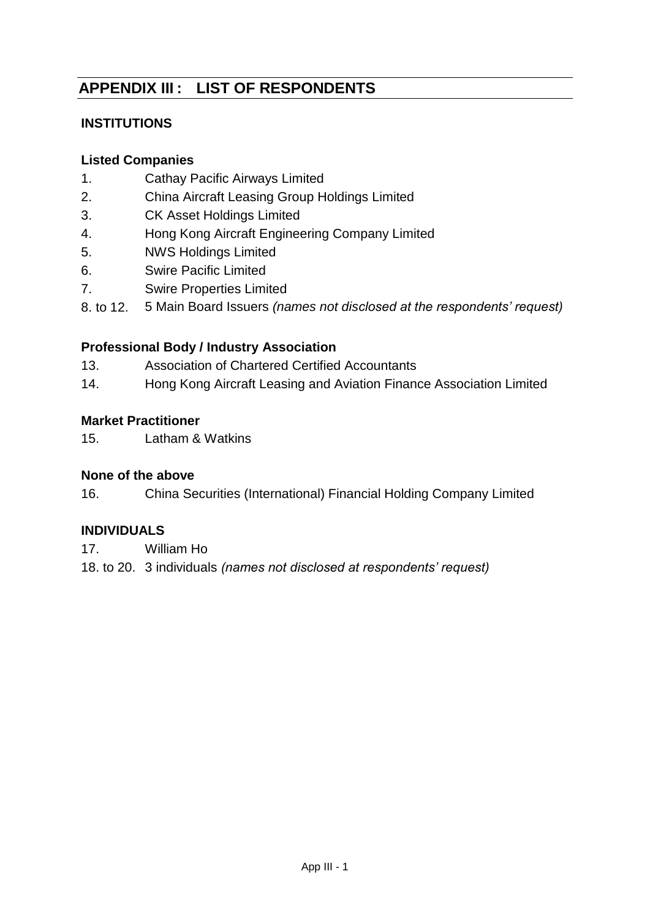## APPENDIX III : LIST OF RESPONDENTS

### INSTITUTIONS

**Listed Companies**

1. Cathay Pacific Airways Limited
2. China Aircraft Leasing Group Holdings Limited
3. CK Asset Holdings Limited
4. Hong Kong Aircraft Engineering Company Limited
5. NWS Holdings Limited
6. Swire Pacific Limited
7. Swire Properties Limited

8. to 12. 5 Main Board Issuers *(names not disclosed at the respondents' request)*

**Professional Body / Industry Association**

13. Association of Chartered Certified Accountants
14. Hong Kong Aircraft Leasing and Aviation Finance Association Limited

**Market Practitioner**

15. Latham & Watkins

**None of the above**

16. China Securities (International) Financial Holding Company Limited

### INDIVIDUALS

17. William Ho

18. to 20. 3 individuals *(names not disclosed at respondents' request)*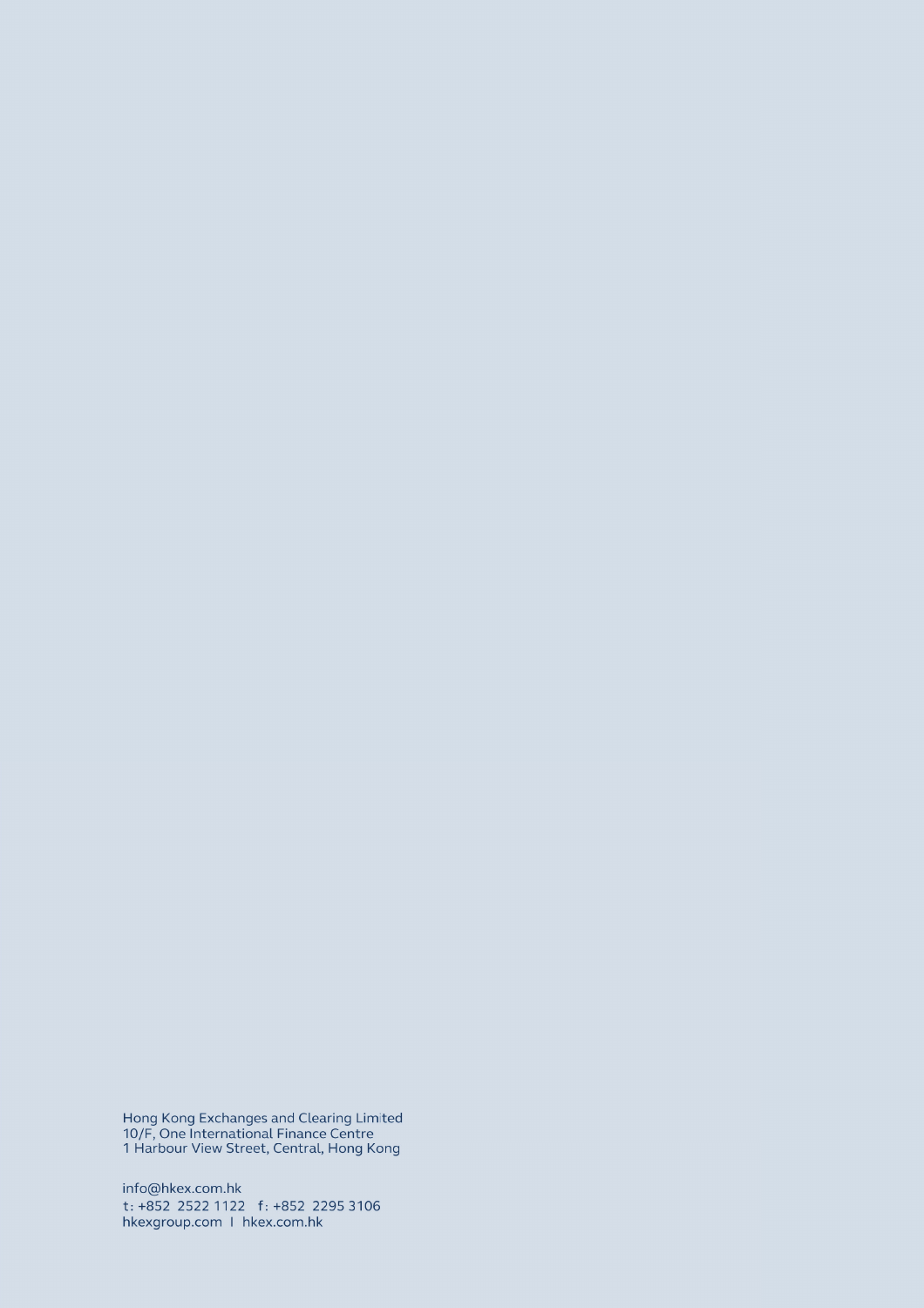Hong Kong Exchanges and Clearing Limited
10/F, One International Finance Centre
1 Harbour View Street, Central, Hong Kong

info@hkex.com.hk
t: +852 2522 1122 f: +852 2295 3106
hkexgroup.com | hkex.com.hk